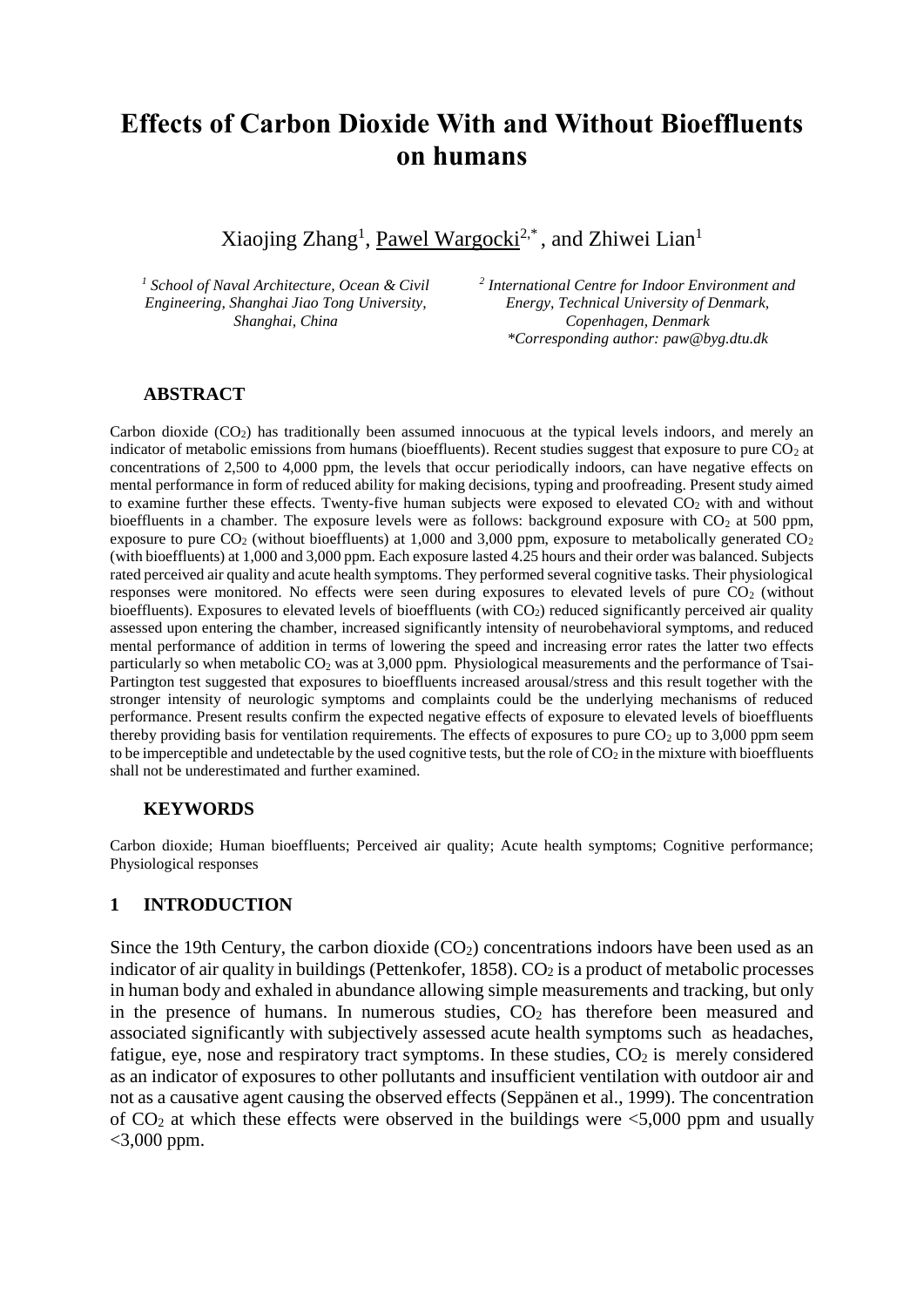# Effects of Carbon Dioxide With and Without Bioeffluents on humans

Xiaojing Zhang[1], Pawel Wargocki[2,*], and Zhiwei Lian[1]

*[1] School of Naval Architecture, Ocean & Civil Engineering, Shanghai Jiao Tong University, Shanghai, China*

*[2] International Centre for Indoor Environment and Energy, Technical University of Denmark, Copenhagen, Denmark*
*\*Corresponding author: paw@byg.dtu.dk*

## ABSTRACT

Carbon dioxide ($CO_2$) has traditionally been assumed innocuous at the typical levels indoors, and merely an indicator of metabolic emissions from humans (bioeffluents). Recent studies suggest that exposure to pure $CO_2$ at concentrations of 2,500 to 4,000 ppm, the levels that occur periodically indoors, can have negative effects on mental performance in form of reduced ability for making decisions, typing and proofreading. Present study aimed to examine further these effects. Twenty-five human subjects were exposed to elevated $CO_2$ with and without bioeffluents in a chamber. The exposure levels were as follows: background exposure with $CO_2$ at 500 ppm, exposure to pure $CO_2$ (without bioeffluents) at 1,000 and 3,000 ppm, exposure to metabolically generated $CO_2$ (with bioeffluents) at 1,000 and 3,000 ppm. Each exposure lasted 4.25 hours and their order was balanced. Subjects rated perceived air quality and acute health symptoms. They performed several cognitive tasks. Their physiological responses were monitored. No effects were seen during exposures to elevated levels of pure $CO_2$ (without bioeffluents). Exposures to elevated levels of bioeffluents (with $CO_2$) reduced significantly perceived air quality assessed upon entering the chamber, increased significantly intensity of neurobehavioral symptoms, and reduced mental performance of addition in terms of lowering the speed and increasing error rates the latter two effects particularly so when metabolic $CO_2$ was at 3,000 ppm. Physiological measurements and the performance of Tsai-Partington test suggested that exposures to bioeffluents increased arousal/stress and this result together with the stronger intensity of neurologic symptoms and complaints could be the underlying mechanisms of reduced performance. Present results confirm the expected negative effects of exposure to elevated levels of bioeffluents thereby providing basis for ventilation requirements. The effects of exposures to pure $CO_2$ up to 3,000 ppm seem to be imperceptible and undetectable by the used cognitive tests, but the role of $CO_2$ in the mixture with bioeffluents shall not be underestimated and further examined.

## KEYWORDS

Carbon dioxide; Human bioeffluents; Perceived air quality; Acute health symptoms; Cognitive performance; Physiological responses

## 1 INTRODUCTION

Since the 19th Century, the carbon dioxide ($CO_2$) concentrations indoors have been used as an indicator of air quality in buildings (Pettenkofer, 1858). $CO_2$ is a product of metabolic processes in human body and exhaled in abundance allowing simple measurements and tracking, but only in the presence of humans. In numerous studies, $CO_2$ has therefore been measured and associated significantly with subjectively assessed acute health symptoms such as headaches, fatigue, eye, nose and respiratory tract symptoms. In these studies, $CO_2$ is merely considered as an indicator of exposures to other pollutants and insufficient ventilation with outdoor air and not as a causative agent causing the observed effects (Seppänen et al., 1999). The concentration of $CO_2$ at which these effects were observed in the buildings were <5,000 ppm and usually <3,000 ppm.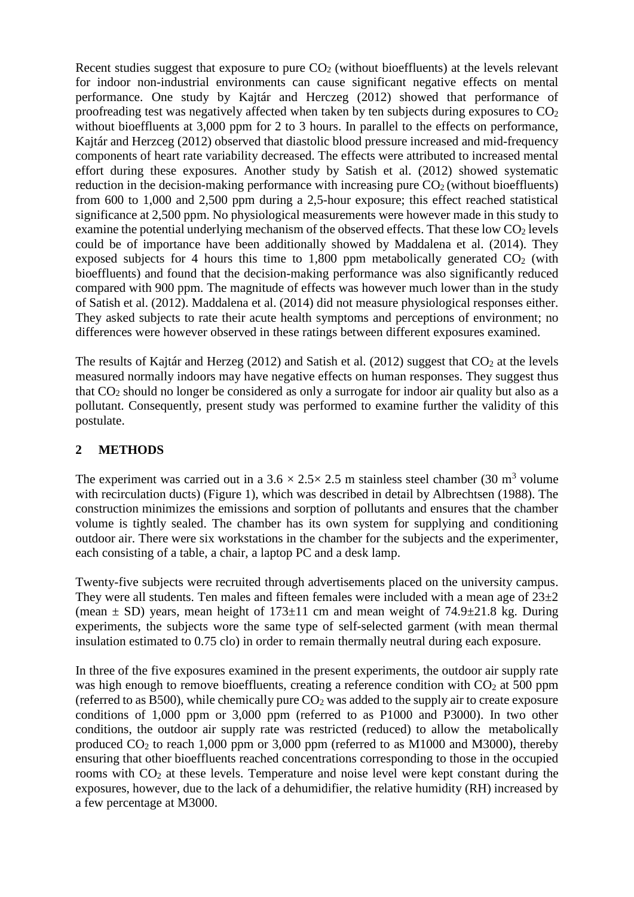Recent studies suggest that exposure to pure $CO_2$ (without bioeffluents) at the levels relevant for indoor non-industrial environments can cause significant negative effects on mental performance. One study by Kajtár and Herczeg (2012) showed that performance of proofreading test was negatively affected when taken by ten subjects during exposures to $CO_2$ without bioeffluents at 3,000 ppm for 2 to 3 hours. In parallel to the effects on performance, Kajtár and Herzceg (2012) observed that diastolic blood pressure increased and mid-frequency components of heart rate variability decreased. The effects were attributed to increased mental effort during these exposures. Another study by Satish et al. (2012) showed systematic reduction in the decision-making performance with increasing pure $CO_2$ (without bioeffluents) from 600 to 1,000 and 2,500 ppm during a 2,5-hour exposure; this effect reached statistical significance at 2,500 ppm. No physiological measurements were however made in this study to examine the potential underlying mechanism of the observed effects. That these low $CO_2$ levels could be of importance have been additionally showed by Maddalena et al. (2014). They exposed subjects for 4 hours this time to 1,800 ppm metabolically generated $CO_2$ (with bioeffluents) and found that the decision-making performance was also significantly reduced compared with 900 ppm. The magnitude of effects was however much lower than in the study of Satish et al. (2012). Maddalena et al. (2014) did not measure physiological responses either. They asked subjects to rate their acute health symptoms and perceptions of environment; no differences were however observed in these ratings between different exposures examined.

The results of Kajtár and Herzeg (2012) and Satish et al. (2012) suggest that $CO_2$ at the levels measured normally indoors may have negative effects on human responses. They suggest thus that $CO_2$ should no longer be considered as only a surrogate for indoor air quality but also as a pollutant. Consequently, present study was performed to examine further the validity of this postulate.

## 2 METHODS

The experiment was carried out in a $3.6 \times 2.5 \times 2.5$ m stainless steel chamber (30 $m^3$ volume with recirculation ducts) (Figure 1), which was described in detail by Albrechtsen (1988). The construction minimizes the emissions and sorption of pollutants and ensures that the chamber volume is tightly sealed. The chamber has its own system for supplying and conditioning outdoor air. There were six workstations in the chamber for the subjects and the experimenter, each consisting of a table, a chair, a laptop PC and a desk lamp.

Twenty-five subjects were recruited through advertisements placed on the university campus. They were all students. Ten males and fifteen females were included with a mean age of $23\pm2$ (mean $\pm$ SD) years, mean height of $173\pm11$ cm and mean weight of $74.9\pm21.8$ kg. During experiments, the subjects wore the same type of self-selected garment (with mean thermal insulation estimated to 0.75 clo) in order to remain thermally neutral during each exposure.

In three of the five exposures examined in the present experiments, the outdoor air supply rate was high enough to remove bioeffluents, creating a reference condition with $CO_2$ at 500 ppm (referred to as B500), while chemically pure $CO_2$ was added to the supply air to create exposure conditions of 1,000 ppm or 3,000 ppm (referred to as P1000 and P3000). In two other conditions, the outdoor air supply rate was restricted (reduced) to allow the metabolically produced $CO_2$ to reach 1,000 ppm or 3,000 ppm (referred to as M1000 and M3000), thereby ensuring that other bioeffluents reached concentrations corresponding to those in the occupied rooms with $CO_2$ at these levels. Temperature and noise level were kept constant during the exposures, however, due to the lack of a dehumidifier, the relative humidity (RH) increased by a few percentage at M3000.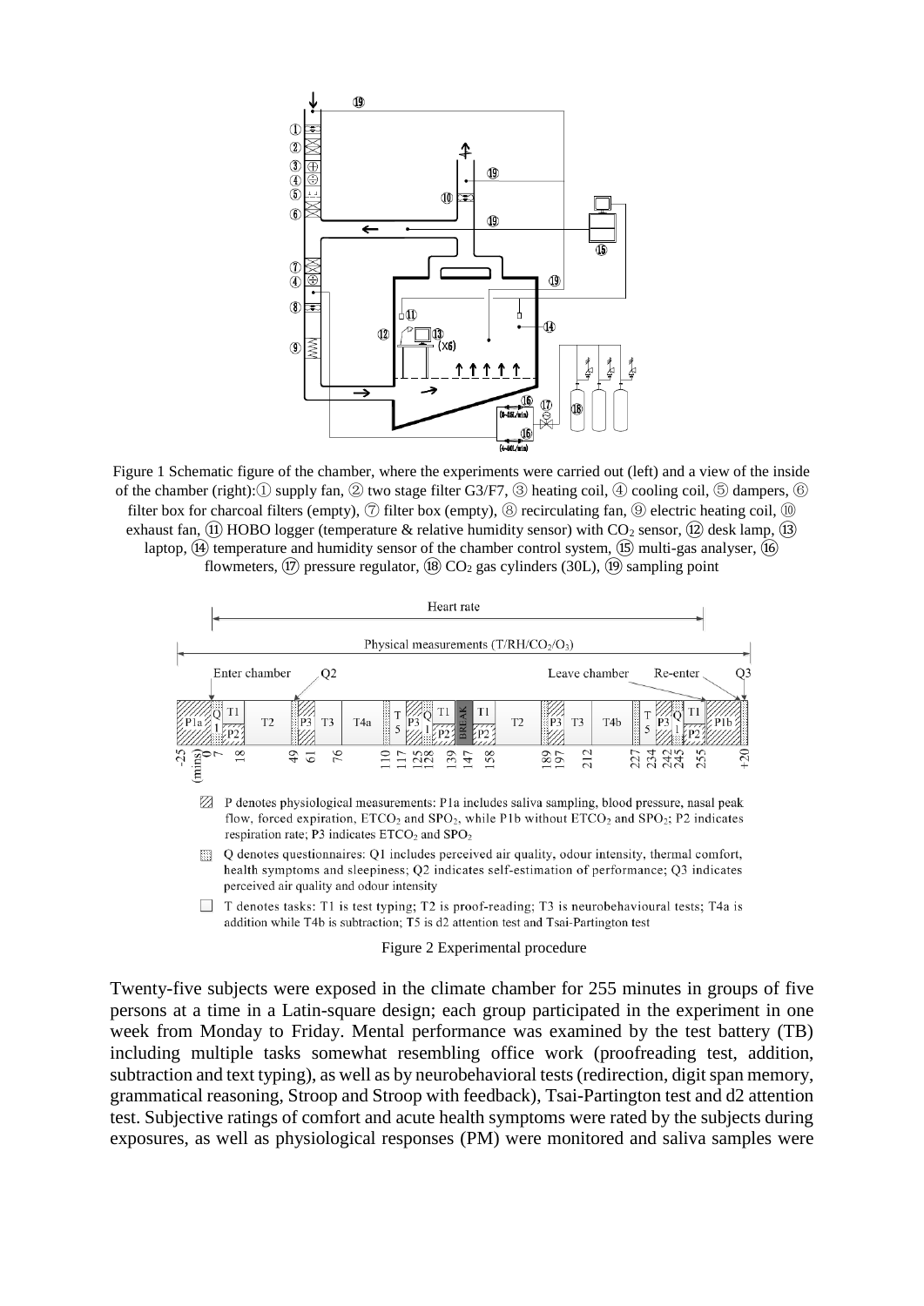Figure 1 Schematic figure of the chamber, where the experiments were carried out (left) and a view of the inside of the chamber (right):① supply fan, ② two stage filter G3/F7, ③ heating coil, ④ cooling coil, ⑤ dampers, ⑥ filter box for charcoal filters (empty), ⑦ filter box (empty), ⑧ recirculating fan, ⑨ electric heating coil, ⑩ exhaust fan, ⑪ HOBO logger (temperature & relative humidity sensor) with $CO_2$ sensor, ⑫ desk lamp, ⑬ laptop, ⑭ temperature and humidity sensor of the chamber control system, ⑮ multi-gas analyser, ⑯ flowmeters, ⑰ pressure regulator, ⑱ $CO_2$ gas cylinders (30L), ⑲ sampling point

Heart rate

Physical measurements (T/RH/$CO_2$/$O_3$)

Enter chamber Q2 Leave chamber Re-enter Q3

P1a Q1 T1 P2 T2 P3 T3 T4a T5 P3 Q1 T1 P2 BREAK T1 P2 T2 P3 T3 T4b T5 P3 Q1 T1 P2 P1b

-25 (mins) 0 7 18 49 61 76 110 117 125 128 139 147 158 189 197 212 227 234 242 245 255 +20

P denotes physiological measurements: P1a includes saliva sampling, blood pressure, nasal peak flow, forced expiration, $ETCO_2$ and $SPO_2$, while P1b without $ETCO_2$ and $SPO_2$; P2 indicates respiration rate; P3 indicates $ETCO_2$ and $SPO_2$

Q denotes questionnaires: Q1 includes perceived air quality, odour intensity, thermal comfort, health symptoms and sleepiness; Q2 indicates self-estimation of performance; Q3 indicates perceived air quality and odour intensity

T denotes tasks: T1 is test typing; T2 is proof-reading; T3 is neurobehavioural tests; T4a is addition while T4b is subtraction; T5 is d2 attention test and Tsai-Partington test

Figure 2 Experimental procedure

Twenty-five subjects were exposed in the climate chamber for 255 minutes in groups of five persons at a time in a Latin-square design; each group participated in the experiment in one week from Monday to Friday. Mental performance was examined by the test battery (TB) including multiple tasks somewhat resembling office work (proofreading test, addition, subtraction and text typing), as well as by neurobehavioral tests (redirection, digit span memory, grammatical reasoning, Stroop and Stroop with feedback), Tsai-Partington test and d2 attention test. Subjective ratings of comfort and acute health symptoms were rated by the subjects during exposures, as well as physiological responses (PM) were monitored and saliva samples were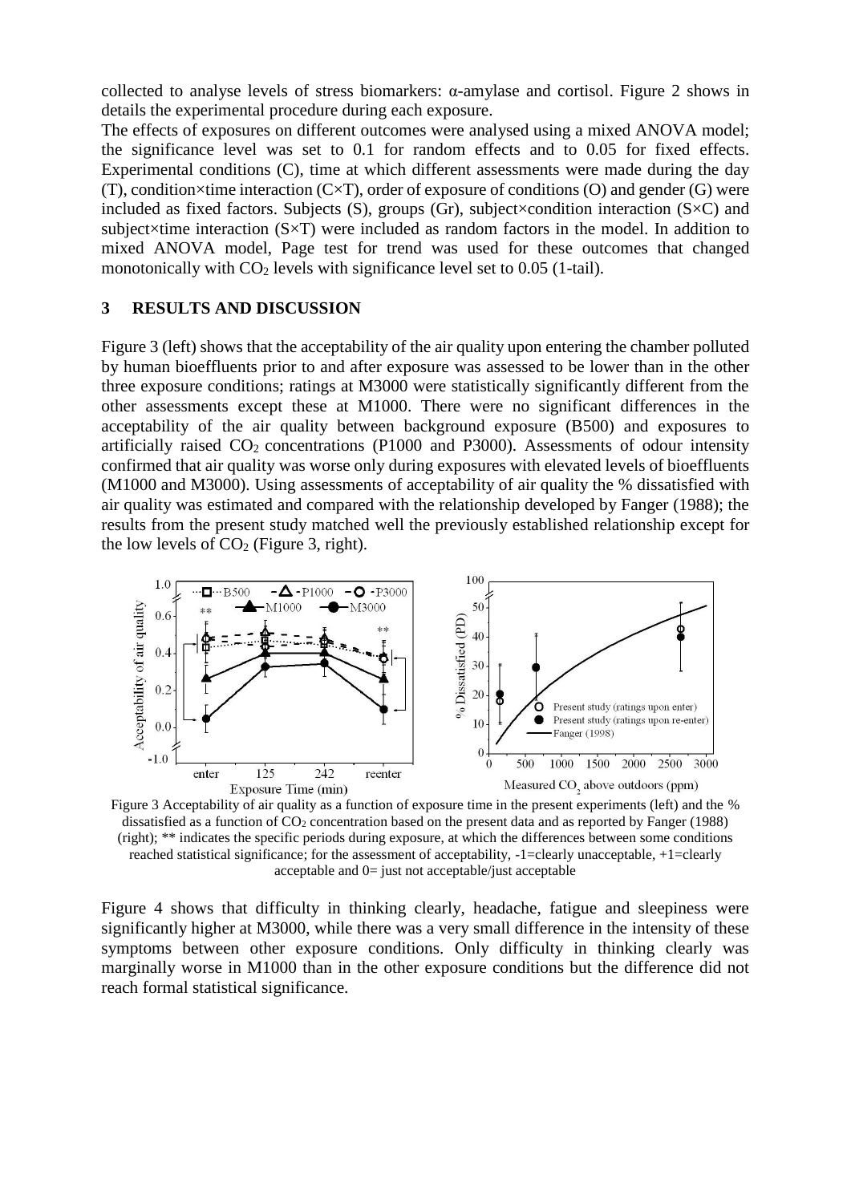collected to analyse levels of stress biomarkers: α-amylase and cortisol. Figure 2 shows in details the experimental procedure during each exposure.

The effects of exposures on different outcomes were analysed using a mixed ANOVA model; the significance level was set to 0.1 for random effects and to 0.05 for fixed effects. Experimental conditions (C), time at which different assessments were made during the day (T), condition×time interaction (C×T), order of exposure of conditions (O) and gender (G) were included as fixed factors. Subjects (S), groups (Gr), subject×condition interaction (S×C) and subject×time interaction (S×T) were included as random factors in the model. In addition to mixed ANOVA model, Page test for trend was used for these outcomes that changed monotonically with $CO_2$ levels with significance level set to 0.05 (1-tail).

## 3 RESULTS AND DISCUSSION

Figure 3 (left) shows that the acceptability of the air quality upon entering the chamber polluted by human bioeffluents prior to and after exposure was assessed to be lower than in the other three exposure conditions; ratings at M3000 were statistically significantly different from the other assessments except these at M1000. There were no significant differences in the acceptability of the air quality between background exposure (B500) and exposures to artificially raised $CO_2$ concentrations (P1000 and P3000). Assessments of odour intensity confirmed that air quality was worse only during exposures with elevated levels of bioeffluents (M1000 and M3000). Using assessments of acceptability of air quality the % dissatisfied with air quality was estimated and compared with the relationship developed by Fanger (1988); the results from the present study matched well the previously established relationship except for the low levels of $CO_2$ (Figure 3, right).

B500
P1000
P3000
M1000
M3000
Acceptability of air quality
1.0
0.6
0.4
0.2
0.0
-1.0
**
**
enter
125
242
reenter
Exposure Time (min)

% Dissatisfied (PD)
100
50
40
30
20
10
0
0
500
1000
1500
2000
2500
3000
Measured $CO_2$ above outdoors (ppm)
Present study (ratings upon enter)
Present study (ratings upon re-enter)
Fanger (1998)

Figure 3 Acceptability of air quality as a function of exposure time in the present experiments (left) and the % dissatisfied as a function of $CO_2$ concentration based on the present data and as reported by Fanger (1988) (right); ** indicates the specific periods during exposure, at which the differences between some conditions reached statistical significance; for the assessment of acceptability, -1=clearly unacceptable, +1=clearly acceptable and 0= just not acceptable/just acceptable

Figure 4 shows that difficulty in thinking clearly, headache, fatigue and sleepiness were significantly higher at M3000, while there was a very small difference in the intensity of these symptoms between other exposure conditions. Only difficulty in thinking clearly was marginally worse in M1000 than in the other exposure conditions but the difference did not reach formal statistical significance.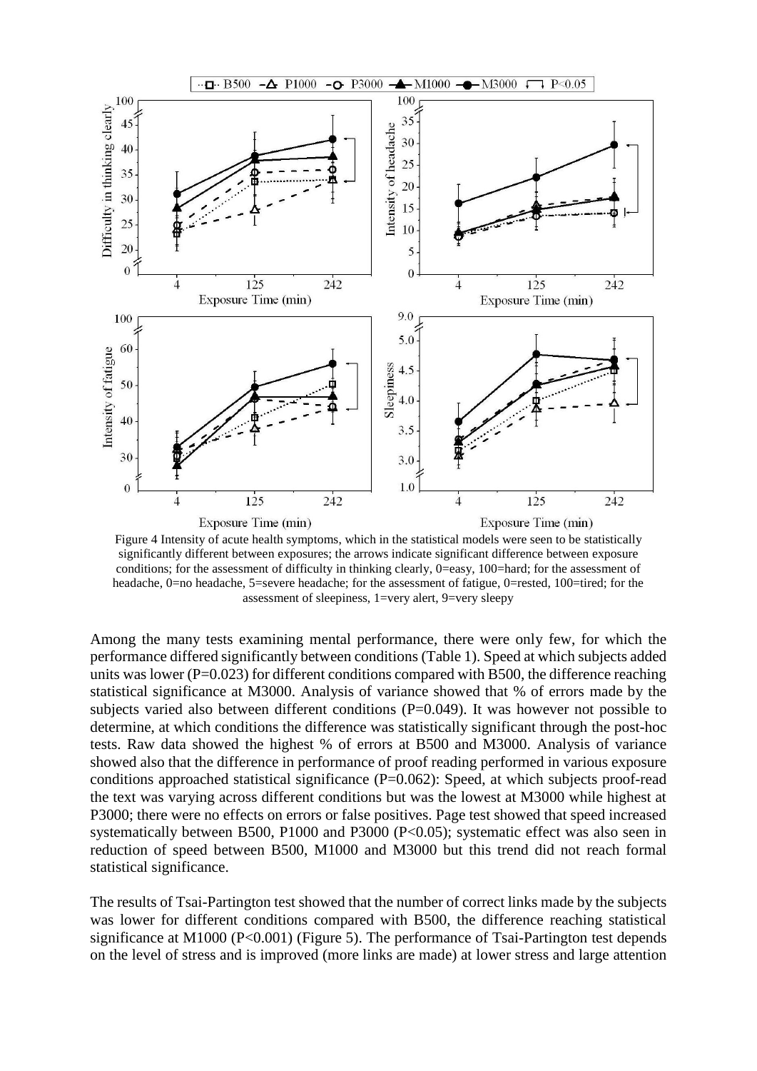B500 P1000 P3000 M1000 M3000 P<0.05

Difficulty in thinking clearly

100
45
40
35
30
25
20
0

4 125 242

Exposure Time (min)

Intensity of headache

100
35
30
25
20
15
10
5
0

4 125 242

Exposure Time (min)

Intensity of fatigue

100
60
50
40
30
0

4 125 242

Exposure Time (min)

Sleepiness

9.0
5.0
4.5
4.0
3.5
3.0
1.0

4 125 242

Exposure Time (min)

Figure 4 Intensity of acute health symptoms, which in the statistical models were seen to be statistically significantly different between exposures; the arrows indicate significant difference between exposure conditions; for the assessment of difficulty in thinking clearly, 0=easy, 100=hard; for the assessment of headache, 0=no headache, 5=severe headache; for the assessment of fatigue, 0=rested, 100=tired; for the assessment of sleepiness, 1=very alert, 9=very sleepy

Among the many tests examining mental performance, there were only few, for which the performance differed significantly between conditions (Table 1). Speed at which subjects added units was lower ($P=0.023$) for different conditions compared with B500, the difference reaching statistical significance at M3000. Analysis of variance showed that % of errors made by the subjects varied also between different conditions ($P=0.049$). It was however not possible to determine, at which conditions the difference was statistically significant through the post-hoc tests. Raw data showed the highest % of errors at B500 and M3000. Analysis of variance showed also that the difference in performance of proof reading performed in various exposure conditions approached statistical significance ($P=0.062$): Speed, at which subjects proof-read the text was varying across different conditions but was the lowest at M3000 while highest at P3000; there were no effects on errors or false positives. Page test showed that speed increased systematically between B500, P1000 and P3000 ($P<0.05$); systematic effect was also seen in reduction of speed between B500, M1000 and M3000 but this trend did not reach formal statistical significance.

The results of Tsai-Partington test showed that the number of correct links made by the subjects was lower for different conditions compared with B500, the difference reaching statistical significance at M1000 ($P<0.001$) (Figure 5). The performance of Tsai-Partington test depends on the level of stress and is improved (more links are made) at lower stress and large attention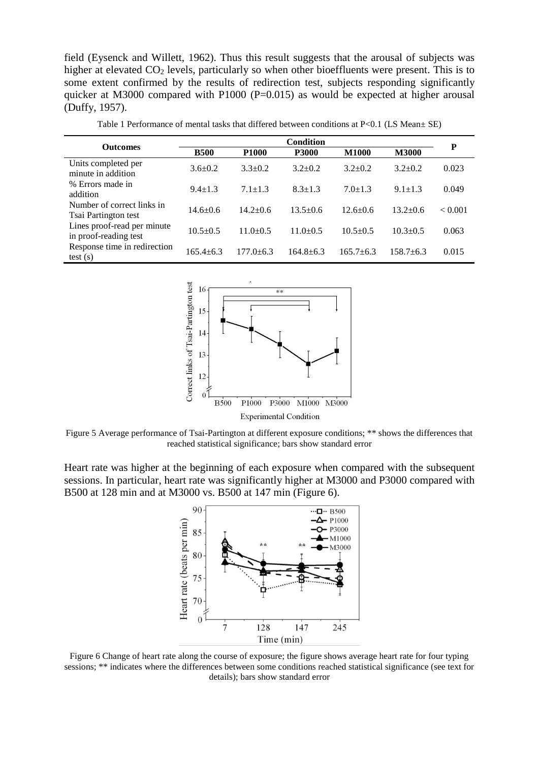field (Eysenck and Willett, 1962). Thus this result suggests that the arousal of subjects was higher at elevated $CO_2$ levels, particularly so when other bioeffluents were present. This is to some extent confirmed by the results of redirection test, subjects responding significantly quicker at M3000 compared with P1000 (P=0.015) as would be expected at higher arousal (Duffy, 1957).

Table 1 Performance of mental tasks that differed between conditions at P<0.1 (LS Mean± SE)

| Outcomes | Condition | | | | | P |
|---|---|---|---|---|---|---|
| | **B500** | **P1000** | **P3000** | **M1000** | **M3000** | |
| Units completed per minute in addition | 3.6±0.2 | 3.3±0.2 | 3.2±0.2 | 3.2±0.2 | 3.2±0.2 | 0.023 |
| % Errors made in addition | 9.4±1.3 | 7.1±1.3 | 8.3±1.3 | 7.0±1.3 | 9.1±1.3 | 0.049 |
| Number of correct links in Tsai Partington test | 14.6±0.6 | 14.2±0.6 | 13.5±0.6 | 12.6±0.6 | 13.2±0.6 | < 0.001 |
| Lines proof-read per minute in proof-reading test | 10.5±0.5 | 11.0±0.5 | 11.0±0.5 | 10.5±0.5 | 10.3±0.5 | 0.063 |
| Response time in redirection test (s) | 165.4±6.3 | 177.0±6.3 | 164.8±6.3 | 165.7±6.3 | 158.7±6.3 | 0.015 |

Correct links of Tsai-Partington test
16
15
14
13
12
0
**
B500 P1000 P3000 M1000 M3000
Experimental Condition

Figure 5 Average performance of Tsai-Partington at different exposure conditions; ** shows the differences that reached statistical significance; bars show standard error

Heart rate was higher at the beginning of each exposure when compared with the subsequent sessions. In particular, heart rate was significantly higher at M3000 and P3000 compared with B500 at 128 min and at M3000 vs. B500 at 147 min (Figure 6).

Heart rate (beats per min)
90
85
80
75
70
0
B500
P1000
P3000
M1000
M3000
** **
7 128 147 245
Time (min)

Figure 6 Change of heart rate along the course of exposure; the figure shows average heart rate for four typing sessions; ** indicates where the differences between some conditions reached statistical significance (see text for details); bars show standard error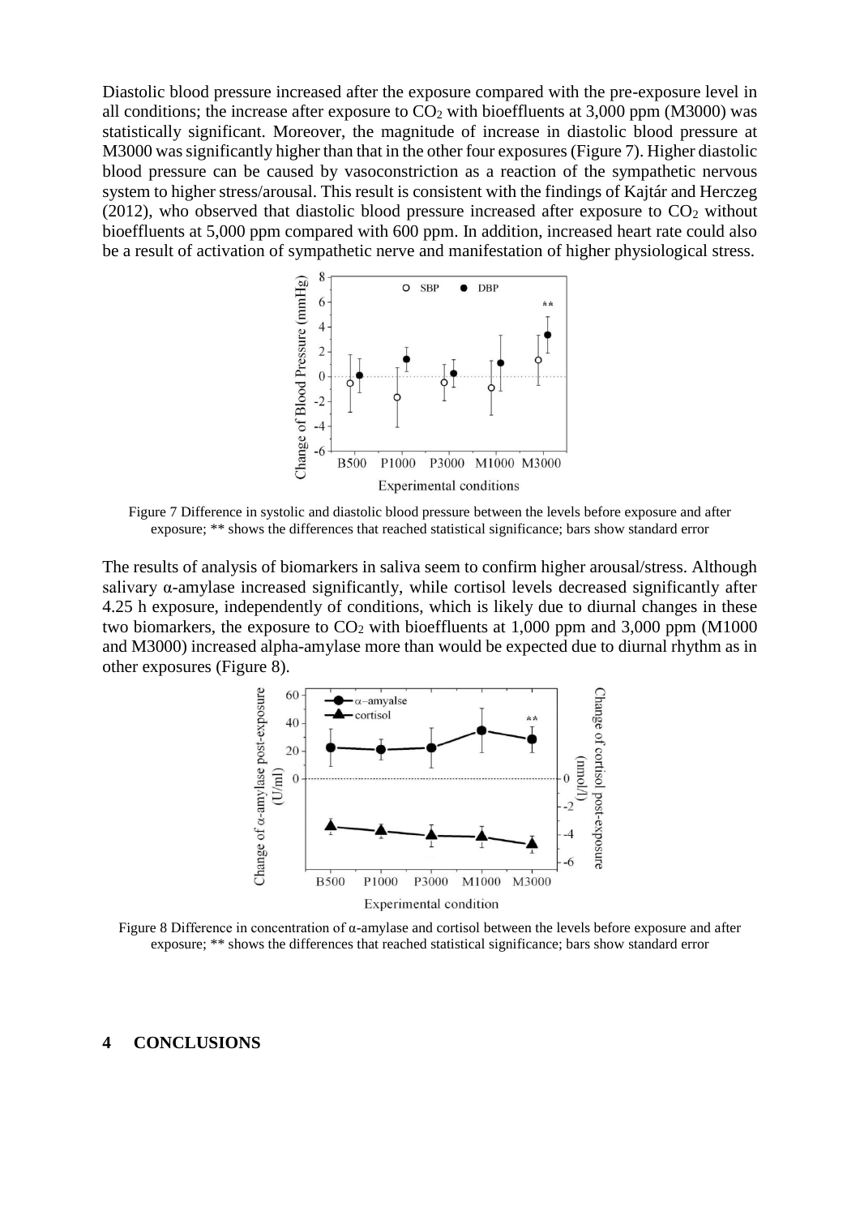Diastolic blood pressure increased after the exposure compared with the pre-exposure level in all conditions; the increase after exposure to $CO_2$ with bioeffluents at 3,000 ppm (M3000) was statistically significant. Moreover, the magnitude of increase in diastolic blood pressure at M3000 was significantly higher than that in the other four exposures (Figure 7). Higher diastolic blood pressure can be caused by vasoconstriction as a reaction of the sympathetic nervous system to higher stress/arousal. This result is consistent with the findings of Kajtár and Herczeg (2012), who observed that diastolic blood pressure increased after exposure to $CO_2$ without bioeffluents at 5,000 ppm compared with 600 ppm. In addition, increased heart rate could also be a result of activation of sympathetic nerve and manifestation of higher physiological stress.

Change of Blood Pressure (mmHg)
8
6
4
2
0
-2
-4
-6
SBP
DBP
**
B500 P1000 P3000 M1000 M3000
Experimental conditions

Figure 7 Difference in systolic and diastolic blood pressure between the levels before exposure and after exposure; ** shows the differences that reached statistical significance; bars show standard error

The results of analysis of biomarkers in saliva seem to confirm higher arousal/stress. Although salivary α-amylase increased significantly, while cortisol levels decreased significantly after 4.25 h exposure, independently of conditions, which is likely due to diurnal changes in these two biomarkers, the exposure to $CO_2$ with bioeffluents at 1,000 ppm and 3,000 ppm (M1000 and M3000) increased alpha-amylase more than would be expected due to diurnal rhythm as in other exposures (Figure 8).

Change of α-amylase post-exposure (U/ml)
60
40
20
0
α–amyalse
cortisol
**
Change of cortisol post-exposure (nmol/l)
0
-2
-4
-6
B500 P1000 P3000 M1000 M3000
Experimental condition

Figure 8 Difference in concentration of α-amylase and cortisol between the levels before exposure and after exposure; ** shows the differences that reached statistical significance; bars show standard error

## 4 CONCLUSIONS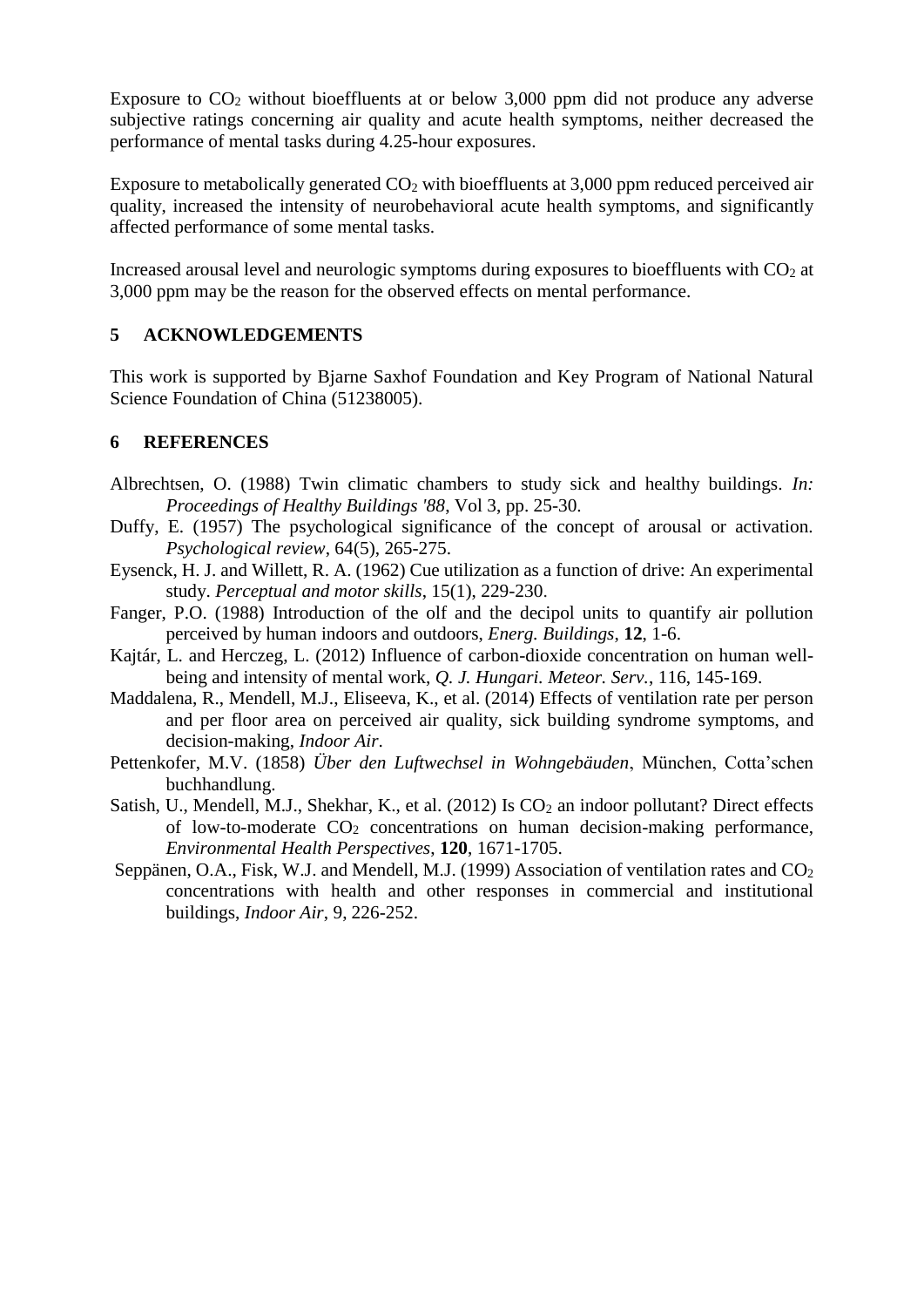Exposure to $CO_2$ without bioeffluents at or below 3,000 ppm did not produce any adverse subjective ratings concerning air quality and acute health symptoms, neither decreased the performance of mental tasks during 4.25-hour exposures.

Exposure to metabolically generated $CO_2$ with bioeffluents at 3,000 ppm reduced perceived air quality, increased the intensity of neurobehavioral acute health symptoms, and significantly affected performance of some mental tasks.

Increased arousal level and neurologic symptoms during exposures to bioeffluents with $CO_2$ at 3,000 ppm may be the reason for the observed effects on mental performance.

## 5 ACKNOWLEDGEMENTS

This work is supported by Bjarne Saxhof Foundation and Key Program of National Natural Science Foundation of China (51238005).

## 6 REFERENCES

Albrechtsen, O. (1988) Twin climatic chambers to study sick and healthy buildings. *In: Proceedings of Healthy Buildings '88*, Vol 3, pp. 25-30.

Duffy, E. (1957) The psychological significance of the concept of arousal or activation. *Psychological review*, 64(5), 265-275.

Eysenck, H. J. and Willett, R. A. (1962) Cue utilization as a function of drive: An experimental study. *Perceptual and motor skills*, 15(1), 229-230.

Fanger, P.O. (1988) Introduction of the olf and the decipol units to quantify air pollution perceived by human indoors and outdoors, *Energ. Buildings*, **12**, 1-6.

Kajtár, L. and Herczeg, L. (2012) Influence of carbon-dioxide concentration on human well-being and intensity of mental work, *Q. J. Hungari. Meteor. Serv.*, 116, 145-169.

Maddalena, R., Mendell, M.J., Eliseeva, K., et al. (2014) Effects of ventilation rate per person and per floor area on perceived air quality, sick building syndrome symptoms, and decision-making, *Indoor Air*.

Pettenkofer, M.V. (1858) *Über den Luftwechsel in Wohngebäuden*, München, Cotta'schen buchhandlung.

Satish, U., Mendell, M.J., Shekhar, K., et al. (2012) Is $CO_2$ an indoor pollutant? Direct effects of low-to-moderate $CO_2$ concentrations on human decision-making performance, *Environmental Health Perspectives*, **120**, 1671-1705.

Seppänen, O.A., Fisk, W.J. and Mendell, M.J. (1999) Association of ventilation rates and $CO_2$ concentrations with health and other responses in commercial and institutional buildings, *Indoor Air*, 9, 226-252.